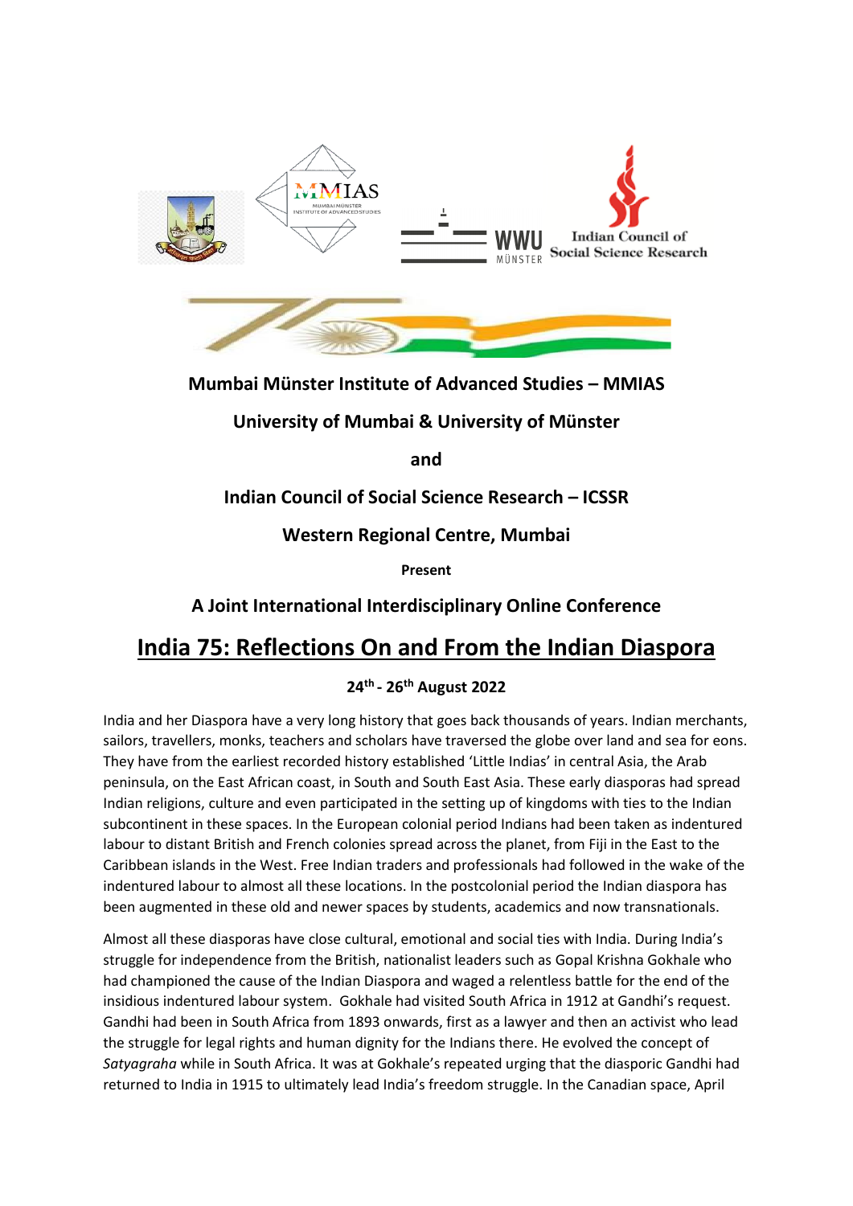**Mumbai Münster Institute of Advanced Studies – MMIAS**

**University of Mumbai & University of Münster**

**and**

**Indian Council of Social Science Research – ICSSR**

**Western Regional Centre, Mumbai**

**Present**

**A Joint International Interdisciplinary Online Conference**

# India 75: Reflections On and From the Indian Diaspora

**24th - 26th August 2022**

India and her Diaspora have a very long history that goes back thousands of years. Indian merchants, sailors, travellers, monks, teachers and scholars have traversed the globe over land and sea for eons. They have from the earliest recorded history established 'Little Indias' in central Asia, the Arab peninsula, on the East African coast, in South and South East Asia. These early diasporas had spread Indian religions, culture and even participated in the setting up of kingdoms with ties to the Indian subcontinent in these spaces. In the European colonial period Indians had been taken as indentured labour to distant British and French colonies spread across the planet, from Fiji in the East to the Caribbean islands in the West. Free Indian traders and professionals had followed in the wake of the indentured labour to almost all these locations. In the postcolonial period the Indian diaspora has been augmented in these old and newer spaces by students, academics and now transnationals.

Almost all these diasporas have close cultural, emotional and social ties with India. During India's struggle for independence from the British, nationalist leaders such as Gopal Krishna Gokhale who had championed the cause of the Indian Diaspora and waged a relentless battle for the end of the insidious indentured labour system. Gokhale had visited South Africa in 1912 at Gandhi's request. Gandhi had been in South Africa from 1893 onwards, first as a lawyer and then an activist who lead the struggle for legal rights and human dignity for the Indians there. He evolved the concept of *Satyagraha* while in South Africa. It was at Gokhale's repeated urging that the diasporic Gandhi had returned to India in 1915 to ultimately lead India's freedom struggle. In the Canadian space, April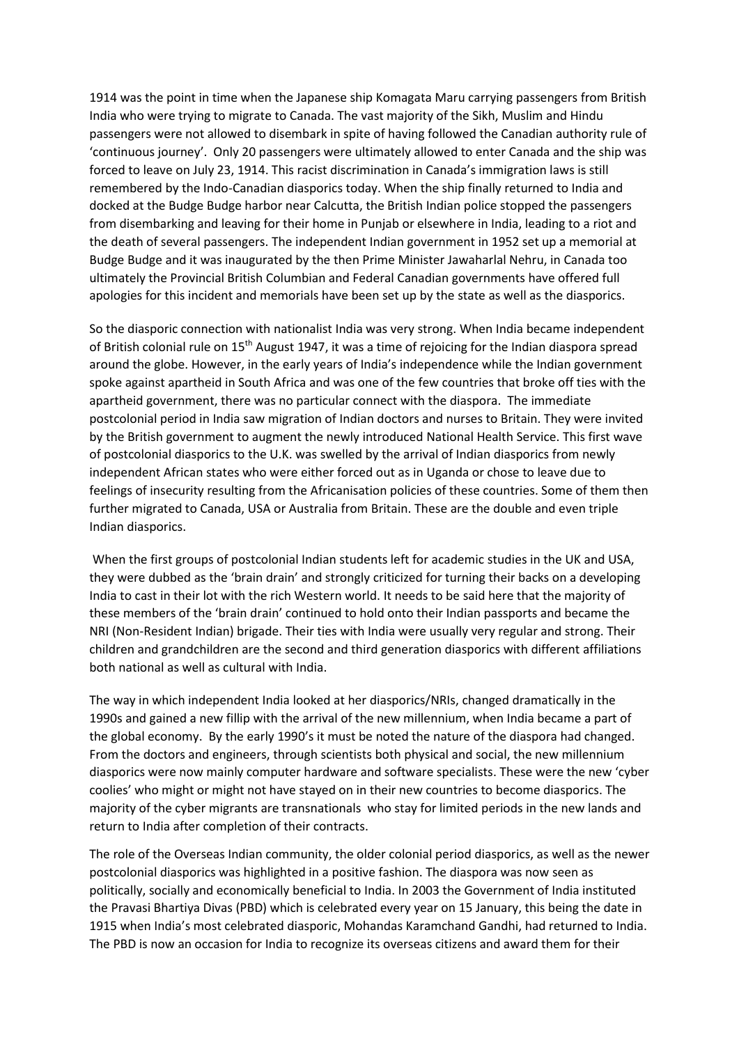1914 was the point in time when the Japanese ship Komagata Maru carrying passengers from British India who were trying to migrate to Canada. The vast majority of the Sikh, Muslim and Hindu passengers were not allowed to disembark in spite of having followed the Canadian authority rule of 'continuous journey'. Only 20 passengers were ultimately allowed to enter Canada and the ship was forced to leave on July 23, 1914. This racist discrimination in Canada's immigration laws is still remembered by the Indo-Canadian diasporics today. When the ship finally returned to India and docked at the Budge Budge harbor near Calcutta, the British Indian police stopped the passengers from disembarking and leaving for their home in Punjab or elsewhere in India, leading to a riot and the death of several passengers. The independent Indian government in 1952 set up a memorial at Budge Budge and it was inaugurated by the then Prime Minister Jawaharlal Nehru, in Canada too ultimately the Provincial British Columbian and Federal Canadian governments have offered full apologies for this incident and memorials have been set up by the state as well as the diasporics.

So the diasporic connection with nationalist India was very strong. When India became independent of British colonial rule on 15th August 1947, it was a time of rejoicing for the Indian diaspora spread around the globe. However, in the early years of India's independence while the Indian government spoke against apartheid in South Africa and was one of the few countries that broke off ties with the apartheid government, there was no particular connect with the diaspora. The immediate postcolonial period in India saw migration of Indian doctors and nurses to Britain. They were invited by the British government to augment the newly introduced National Health Service. This first wave of postcolonial diasporics to the U.K. was swelled by the arrival of Indian diasporics from newly independent African states who were either forced out as in Uganda or chose to leave due to feelings of insecurity resulting from the Africanisation policies of these countries. Some of them then further migrated to Canada, USA or Australia from Britain. These are the double and even triple Indian diasporics.

When the first groups of postcolonial Indian students left for academic studies in the UK and USA, they were dubbed as the 'brain drain' and strongly criticized for turning their backs on a developing India to cast in their lot with the rich Western world. It needs to be said here that the majority of these members of the 'brain drain' continued to hold onto their Indian passports and became the NRI (Non-Resident Indian) brigade. Their ties with India were usually very regular and strong. Their children and grandchildren are the second and third generation diasporics with different affiliations both national as well as cultural with India.

The way in which independent India looked at her diasporics/NRIs, changed dramatically in the 1990s and gained a new fillip with the arrival of the new millennium, when India became a part of the global economy. By the early 1990's it must be noted the nature of the diaspora had changed. From the doctors and engineers, through scientists both physical and social, the new millennium diasporics were now mainly computer hardware and software specialists. These were the new 'cyber coolies' who might or might not have stayed on in their new countries to become diasporics. The majority of the cyber migrants are transnationals who stay for limited periods in the new lands and return to India after completion of their contracts.

The role of the Overseas Indian community, the older colonial period diasporics, as well as the newer postcolonial diasporics was highlighted in a positive fashion. The diaspora was now seen as politically, socially and economically beneficial to India. In 2003 the Government of India instituted the Pravasi Bhartiya Divas (PBD) which is celebrated every year on 15 January, this being the date in 1915 when India's most celebrated diasporic, Mohandas Karamchand Gandhi, had returned to India. The PBD is now an occasion for India to recognize its overseas citizens and award them for their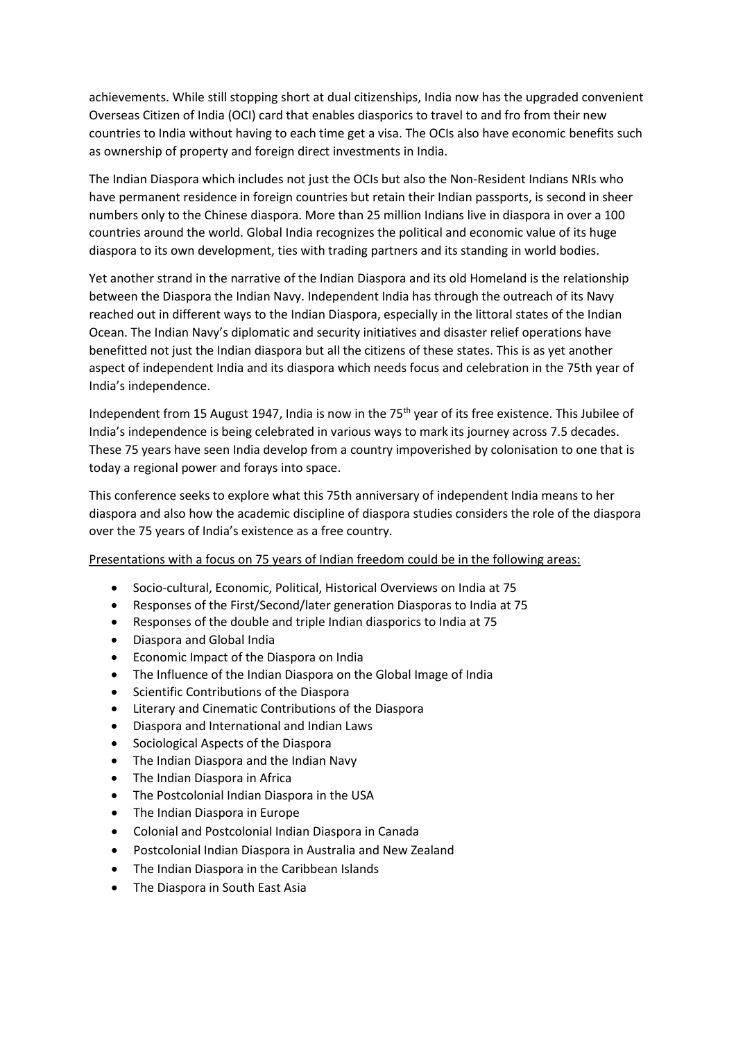achievements. While still stopping short at dual citizenships, India now has the upgraded convenient Overseas Citizen of India (OCI) card that enables diasporics to travel to and fro from their new countries to India without having to each time get a visa. The OCIs also have economic benefits such as ownership of property and foreign direct investments in India.

The Indian Diaspora which includes not just the OCIs but also the Non-Resident Indians NRIs who have permanent residence in foreign countries but retain their Indian passports, is second in sheer numbers only to the Chinese diaspora. More than 25 million Indians live in diaspora in over a 100 countries around the world. Global India recognizes the political and economic value of its huge diaspora to its own development, ties with trading partners and its standing in world bodies.

Yet another strand in the narrative of the Indian Diaspora and its old Homeland is the relationship between the Diaspora the Indian Navy. Independent India has through the outreach of its Navy reached out in different ways to the Indian Diaspora, especially in the littoral states of the Indian Ocean. The Indian Navy's diplomatic and security initiatives and disaster relief operations have benefitted not just the Indian diaspora but all the citizens of these states. This is as yet another aspect of independent India and its diaspora which needs focus and celebration in the 75th year of India's independence.

Independent from 15 August 1947, India is now in the 75th year of its free existence. This Jubilee of India's independence is being celebrated in various ways to mark its journey across 7.5 decades. These 75 years have seen India develop from a country impoverished by colonisation to one that is today a regional power and forays into space.

This conference seeks to explore what this 75th anniversary of independent India means to her diaspora and also how the academic discipline of diaspora studies considers the role of the diaspora over the 75 years of India's existence as a free country.

<u>Presentations with a focus on 75 years of Indian freedom could be in the following areas:</u>

- Socio-cultural, Economic, Political, Historical Overviews on India at 75
- Responses of the First/Second/later generation Diasporas to India at 75
- Responses of the double and triple Indian diasporics to India at 75
- Diaspora and Global India
- Economic Impact of the Diaspora on India
- The Influence of the Indian Diaspora on the Global Image of India
- Scientific Contributions of the Diaspora
- Literary and Cinematic Contributions of the Diaspora
- Diaspora and International and Indian Laws
- Sociological Aspects of the Diaspora
- The Indian Diaspora and the Indian Navy
- The Indian Diaspora in Africa
- The Postcolonial Indian Diaspora in the USA
- The Indian Diaspora in Europe
- Colonial and Postcolonial Indian Diaspora in Canada
- Postcolonial Indian Diaspora in Australia and New Zealand
- The Indian Diaspora in the Caribbean Islands
- The Diaspora in South East Asia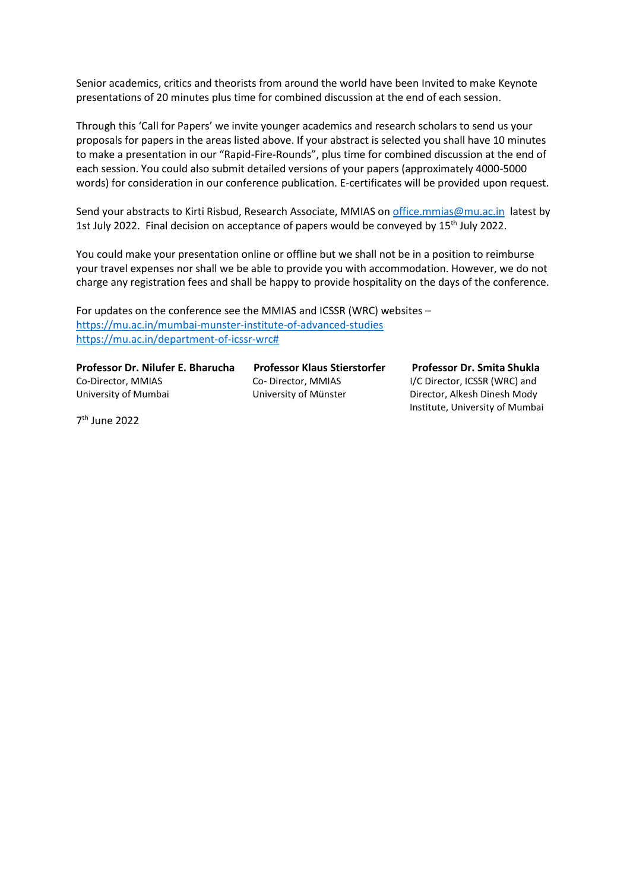Senior academics, critics and theorists from around the world have been Invited to make Keynote presentations of 20 minutes plus time for combined discussion at the end of each session.

Through this 'Call for Papers' we invite younger academics and research scholars to send us your proposals for papers in the areas listed above. If your abstract is selected you shall have 10 minutes to make a presentation in our "Rapid-Fire-Rounds", plus time for combined discussion at the end of each session. You could also submit detailed versions of your papers (approximately 4000-5000 words) for consideration in our conference publication. E-certificates will be provided upon request.

Send your abstracts to Kirti Risbud, Research Associate, MMIAS on office.mmias@mu.ac.in latest by 1st July 2022. Final decision on acceptance of papers would be conveyed by 15th July 2022.

You could make your presentation online or offline but we shall not be in a position to reimburse your travel expenses nor shall we be able to provide you with accommodation. However, we do not charge any registration fees and shall be happy to provide hospitality on the days of the conference.

For updates on the conference see the MMIAS and ICSSR (WRC) websites –
https://mu.ac.in/mumbai-munster-institute-of-advanced-studies
https://mu.ac.in/department-of-icssr-wrc#

**Professor Dr. Nilufer E. Bharucha**
Co-Director, MMIAS
University of Mumbai

**Professor Klaus Stierstorfer**
Co- Director, MMIAS
University of Münster

**Professor Dr. Smita Shukla**
I/C Director, ICSSR (WRC) and
Director, Alkesh Dinesh Mody
Institute, University of Mumbai

7th June 2022